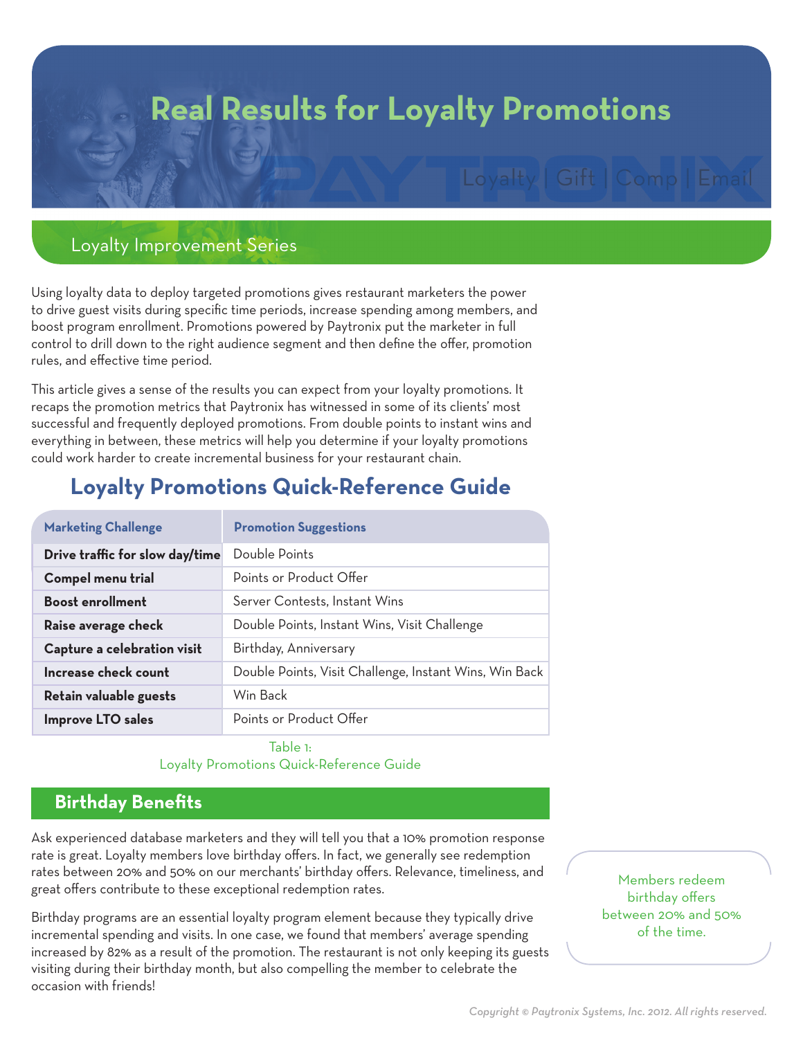# Real Results for Loyalty Promotions

Loyalty | Gift | Comp | Email

Loyalty Improvement Series

Using loyalty data to deploy targeted promotions gives restaurant marketers the power to drive guest visits during specific time periods, increase spending among members, and boost program enrollment. Promotions powered by Paytronix put the marketer in full control to drill down to the right audience segment and then define the offer, promotion rules, and effective time period.

This article gives a sense of the results you can expect from your loyalty promotions. It recaps the promotion metrics that Paytronix has witnessed in some of its clients' most successful and frequently deployed promotions. From double points to instant wins and everything in between, these metrics will help you determine if your loyalty promotions could work harder to create incremental business for your restaurant chain.

## Loyalty Promotions Quick-Reference Guide

| Marketing Challenge | Promotion Suggestions |
|---|---|
| **Drive traffic for slow day/time** | Double Points |
| **Compel menu trial** | Points or Product Offer |
| **Boost enrollment** | Server Contests, Instant Wins |
| **Raise average check** | Double Points, Instant Wins, Visit Challenge |
| **Capture a celebration visit** | Birthday, Anniversary |
| **Increase check count** | Double Points, Visit Challenge, Instant Wins, Win Back |
| **Retain valuable guests** | Win Back |
| **Improve LTO sales** | Points or Product Offer |

Table 1:
Loyalty Promotions Quick-Reference Guide

## Birthday Benefits

Ask experienced database marketers and they will tell you that a 10% promotion response rate is great. Loyalty members love birthday offers. In fact, we generally see redemption rates between 20% and 50% on our merchants' birthday offers. Relevance, timeliness, and great offers contribute to these exceptional redemption rates.

Birthday programs are an essential loyalty program element because they typically drive incremental spending and visits. In one case, we found that members' average spending increased by 82% as a result of the promotion. The restaurant is not only keeping its guests visiting during their birthday month, but also compelling the member to celebrate the occasion with friends!

Members redeem birthday offers between 20% and 50% of the time.

*Copyright © Paytronix Systems, Inc. 2012. All rights reserved.*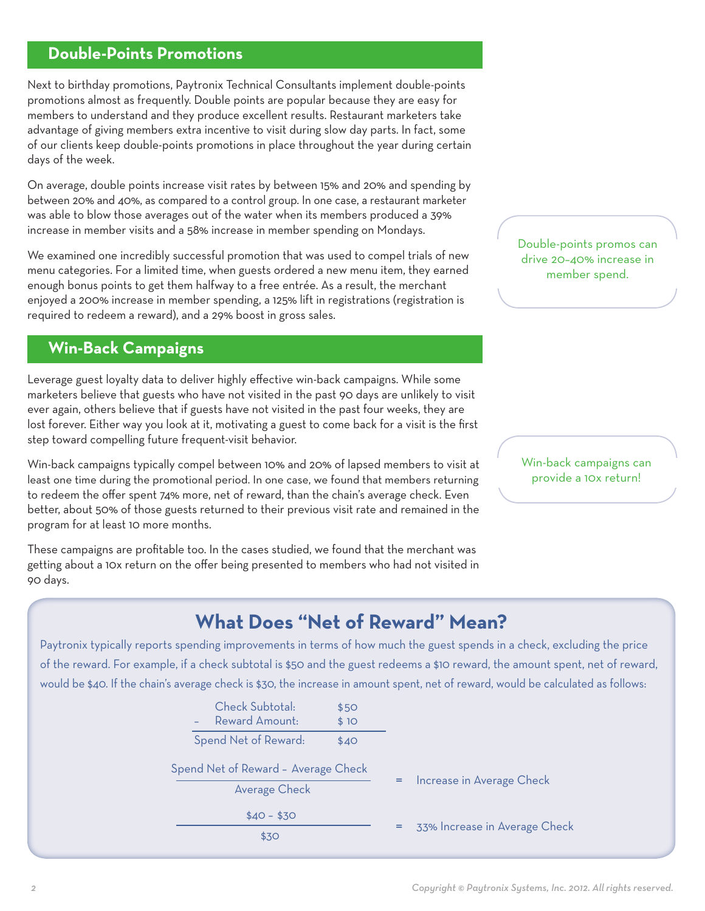## Double-Points Promotions

Next to birthday promotions, Paytronix Technical Consultants implement double-points promotions almost as frequently. Double points are popular because they are easy for members to understand and they produce excellent results. Restaurant marketers take advantage of giving members extra incentive to visit during slow day parts. In fact, some of our clients keep double-points promotions in place throughout the year during certain days of the week.

On average, double points increase visit rates by between 15% and 20% and spending by between 20% and 40%, as compared to a control group. In one case, a restaurant marketer was able to blow those averages out of the water when its members produced a 39% increase in member visits and a 58% increase in member spending on Mondays.

We examined one incredibly successful promotion that was used to compel trials of new menu categories. For a limited time, when guests ordered a new menu item, they earned enough bonus points to get them halfway to a free entrée. As a result, the merchant enjoyed a 200% increase in member spending, a 125% lift in registrations (registration is required to redeem a reward), and a 29% boost in gross sales.

> Double-points promos can drive 20–40% increase in member spend.

## Win-Back Campaigns

Leverage guest loyalty data to deliver highly effective win-back campaigns. While some marketers believe that guests who have not visited in the past 90 days are unlikely to visit ever again, others believe that if guests have not visited in the past four weeks, they are lost forever. Either way you look at it, motivating a guest to come back for a visit is the first step toward compelling future frequent-visit behavior.

Win-back campaigns typically compel between 10% and 20% of lapsed members to visit at least one time during the promotional period. In one case, we found that members returning to redeem the offer spent 74% more, net of reward, than the chain's average check. Even better, about 50% of those guests returned to their previous visit rate and remained in the program for at least 10 more months.

These campaigns are profitable too. In the cases studied, we found that the merchant was getting about a 10x return on the offer being presented to members who had not visited in 90 days.

> Win-back campaigns can provide a 10x return!

## What Does "Net of Reward" Mean?

Paytronix typically reports spending improvements in terms of how much the guest spends in a check, excluding the price of the reward. For example, if a check subtotal is $50 and the guest redeems a $10 reward, the amount spent, net of reward, would be $40. If the chain's average check is $30, the increase in amount spent, net of reward, would be calculated as follows:

| | |
|---|---|
| Check Subtotal: | $50 |
| – Reward Amount: | $10 |
| Spend Net of Reward: | $40 |

$$\frac{\text{Spend Net of Reward} - \text{Average Check}}{\text{Average Check}} = \text{Increase in Average Check}$$

$$\frac{\$40 - \$30}{\$30} = 33\% \text{ Increase in Average Check}$$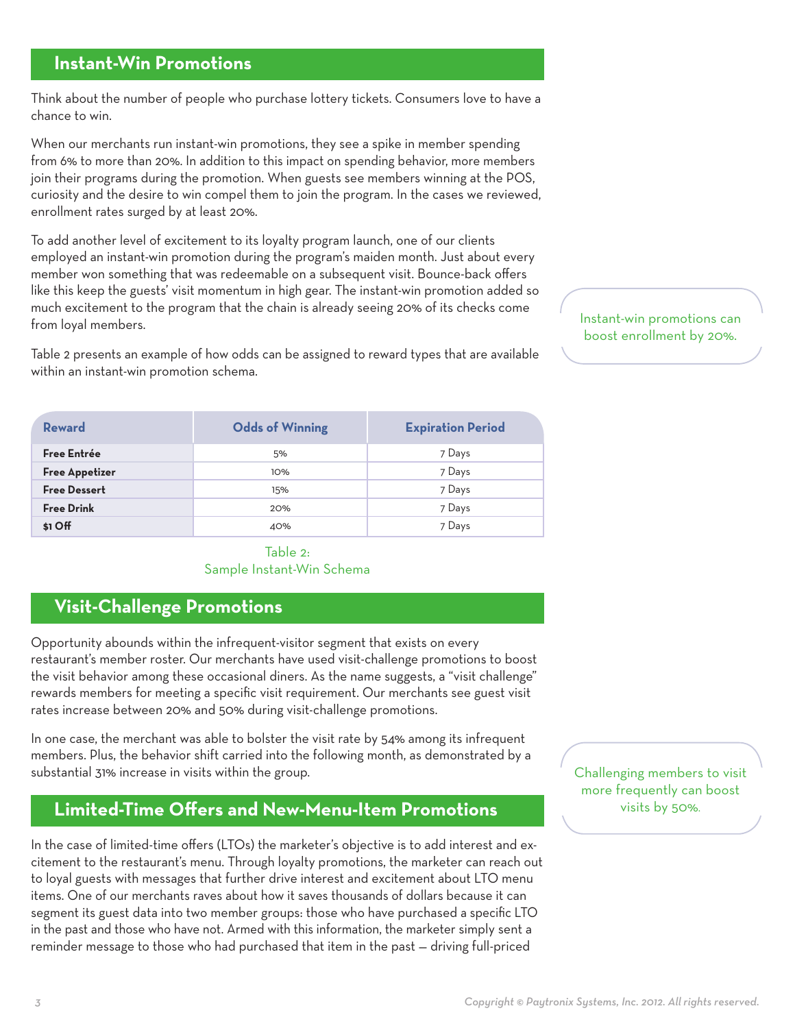## Instant-Win Promotions

Think about the number of people who purchase lottery tickets. Consumers love to have a chance to win.

When our merchants run instant-win promotions, they see a spike in member spending from 6% to more than 20%. In addition to this impact on spending behavior, more members join their programs during the promotion. When guests see members winning at the POS, curiosity and the desire to win compel them to join the program. In the cases we reviewed, enrollment rates surged by at least 20%.

To add another level of excitement to its loyalty program launch, one of our clients employed an instant-win promotion during the program's maiden month. Just about every member won something that was redeemable on a subsequent visit. Bounce-back offers like this keep the guests' visit momentum in high gear. The instant-win promotion added so much excitement to the program that the chain is already seeing 20% of its checks come from loyal members.

Instant-win promotions can boost enrollment by 20%.

Table 2 presents an example of how odds can be assigned to reward types that are available within an instant-win promotion schema.

| Reward | Odds of Winning | Expiration Period |
|---|---|---|
| **Free Entrée** | 5% | 7 Days |
| **Free Appetizer** | 10% | 7 Days |
| **Free Dessert** | 15% | 7 Days |
| **Free Drink** | 20% | 7 Days |
| **$1 Off** | 40% | 7 Days |

Table 2:
Sample Instant-Win Schema

## Visit-Challenge Promotions

Opportunity abounds within the infrequent-visitor segment that exists on every restaurant's member roster. Our merchants have used visit-challenge promotions to boost the visit behavior among these occasional diners. As the name suggests, a "visit challenge" rewards members for meeting a specific visit requirement. Our merchants see guest visit rates increase between 20% and 50% during visit-challenge promotions.

In one case, the merchant was able to bolster the visit rate by 54% among its infrequent members. Plus, the behavior shift carried into the following month, as demonstrated by a substantial 31% increase in visits within the group.

Challenging members to visit more frequently can boost visits by 50%.

## Limited-Time Offers and New-Menu-Item Promotions

In the case of limited-time offers (LTOs) the marketer's objective is to add interest and excitement to the restaurant's menu. Through loyalty promotions, the marketer can reach out to loyal guests with messages that further drive interest and excitement about LTO menu items. One of our merchants raves about how it saves thousands of dollars because it can segment its guest data into two member groups: those who have purchased a specific LTO in the past and those who have not. Armed with this information, the marketer simply sent a reminder message to those who had purchased that item in the past — driving full-priced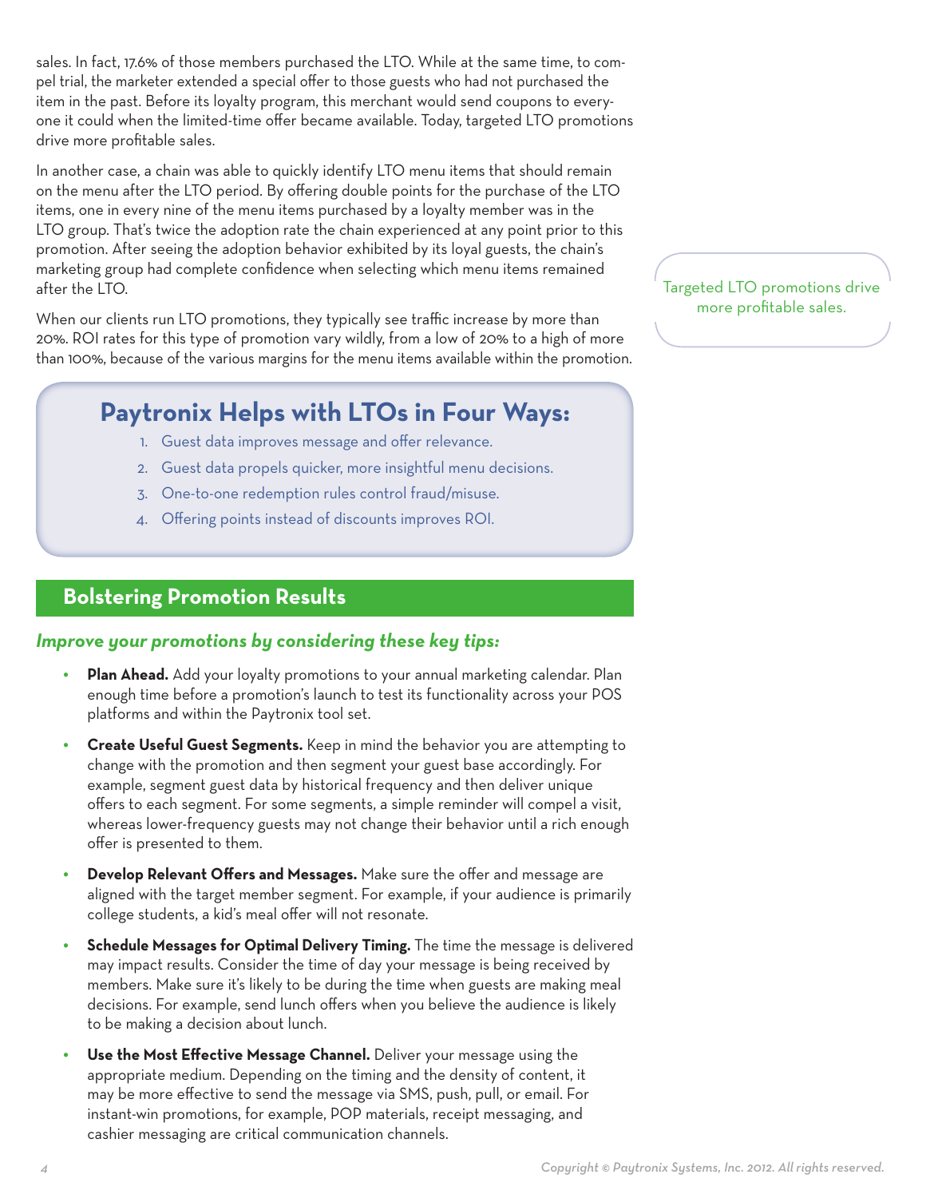sales. In fact, 17.6% of those members purchased the LTO. While at the same time, to compel trial, the marketer extended a special offer to those guests who had not purchased the item in the past. Before its loyalty program, this merchant would send coupons to everyone it could when the limited-time offer became available. Today, targeted LTO promotions drive more profitable sales.

In another case, a chain was able to quickly identify LTO menu items that should remain on the menu after the LTO period. By offering double points for the purchase of the LTO items, one in every nine of the menu items purchased by a loyalty member was in the LTO group. That's twice the adoption rate the chain experienced at any point prior to this promotion. After seeing the adoption behavior exhibited by its loyal guests, the chain's marketing group had complete confidence when selecting which menu items remained after the LTO.

When our clients run LTO promotions, they typically see traffic increase by more than 20%. ROI rates for this type of promotion vary wildly, from a low of 20% to a high of more than 100%, because of the various margins for the menu items available within the promotion.

> Targeted LTO promotions drive more profitable sales.

### Paytronix Helps with LTOs in Four Ways:

1. Guest data improves message and offer relevance.
2. Guest data propels quicker, more insightful menu decisions.
3. One-to-one redemption rules control fraud/misuse.
4. Offering points instead of discounts improves ROI.

## Bolstering Promotion Results

***Improve your promotions by considering these key tips:***

- **Plan Ahead.** Add your loyalty promotions to your annual marketing calendar. Plan enough time before a promotion's launch to test its functionality across your POS platforms and within the Paytronix tool set.
- **Create Useful Guest Segments.** Keep in mind the behavior you are attempting to change with the promotion and then segment your guest base accordingly. For example, segment guest data by historical frequency and then deliver unique offers to each segment. For some segments, a simple reminder will compel a visit, whereas lower-frequency guests may not change their behavior until a rich enough offer is presented to them.
- **Develop Relevant Offers and Messages.** Make sure the offer and message are aligned with the target member segment. For example, if your audience is primarily college students, a kid's meal offer will not resonate.
- **Schedule Messages for Optimal Delivery Timing.** The time the message is delivered may impact results. Consider the time of day your message is being received by members. Make sure it's likely to be during the time when guests are making meal decisions. For example, send lunch offers when you believe the audience is likely to be making a decision about lunch.
- **Use the Most Effective Message Channel.** Deliver your message using the appropriate medium. Depending on the timing and the density of content, it may be more effective to send the message via SMS, push, pull, or email. For instant-win promotions, for example, POP materials, receipt messaging, and cashier messaging are critical communication channels.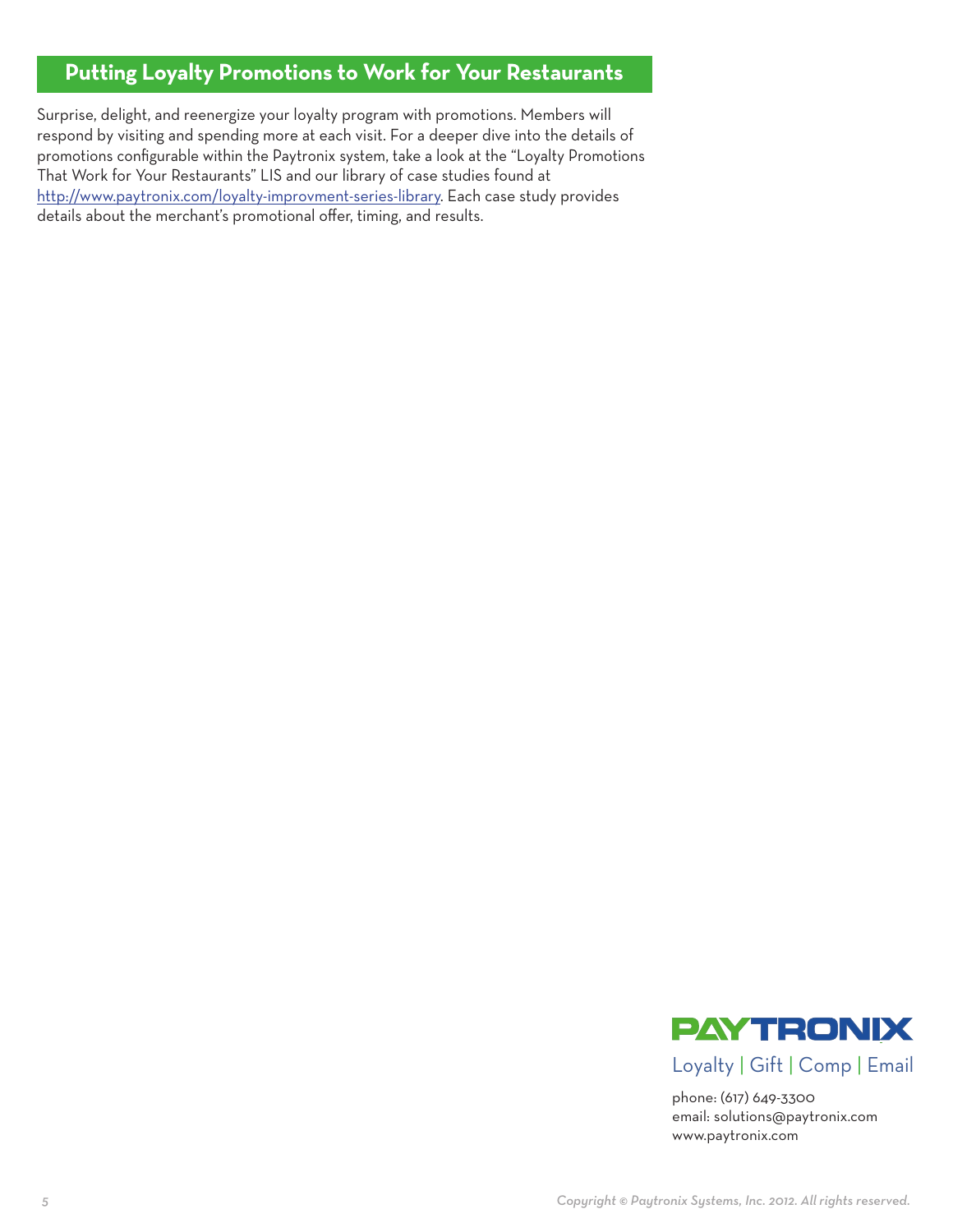## Putting Loyalty Promotions to Work for Your Restaurants

Surprise, delight, and reenergize your loyalty program with promotions. Members will respond by visiting and spending more at each visit. For a deeper dive into the details of promotions configurable within the Paytronix system, take a look at the "Loyalty Promotions That Work for Your Restaurants" LIS and our library of case studies found at [http://www.paytronix.com/loyalty-improvment-series-library](http://www.paytronix.com/loyalty-improvment-series-library). Each case study provides details about the merchant's promotional offer, timing, and results.

PAYTRONIX

Loyalty | Gift | Comp | Email

phone: (617) 649-3300
email: solutions@paytronix.com
www.paytronix.com

*Copyright © Paytronix Systems, Inc. 2012. All rights reserved.*